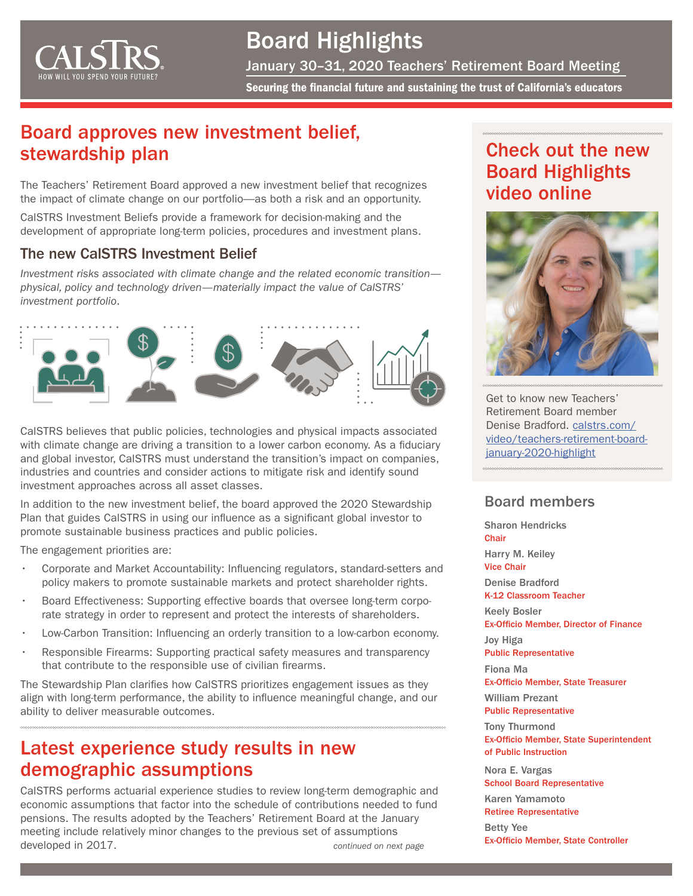# Board Highlights

January 30–31, 2020 Teachers' Retirement Board Meeting

**Securing the financial future and sustaining the trust of California's educators**

## Board approves new investment belief, stewardship plan

The Teachers' Retirement Board approved a new investment belief that recognizes the impact of climate change on our portfolio—as both a risk and an opportunity.

CalSTRS Investment Beliefs provide a framework for decision-making and the development of appropriate long-term policies, procedures and investment plans.

### The new CalSTRS Investment Belief

*Investment risks associated with climate change and the related economic transition—physical, policy and technology driven—materially impact the value of CalSTRS' investment portfolio.*

CalSTRS believes that public policies, technologies and physical impacts associated with climate change are driving a transition to a lower carbon economy. As a fiduciary and global investor, CalSTRS must understand the transition's impact on companies, industries and countries and consider actions to mitigate risk and identify sound investment approaches across all asset classes.

In addition to the new investment belief, the board approved the 2020 Stewardship Plan that guides CalSTRS in using our influence as a significant global investor to promote sustainable business practices and public policies.

The engagement priorities are:

- Corporate and Market Accountability: Influencing regulators, standard-setters and policy makers to promote sustainable markets and protect shareholder rights.
- Board Effectiveness: Supporting effective boards that oversee long-term corporate strategy in order to represent and protect the interests of shareholders.
- Low-Carbon Transition: Influencing an orderly transition to a low-carbon economy.
- Responsible Firearms: Supporting practical safety measures and transparency that contribute to the responsible use of civilian firearms.

The Stewardship Plan clarifies how CalSTRS prioritizes engagement issues as they align with long-term performance, the ability to influence meaningful change, and our ability to deliver measurable outcomes.

## Latest experience study results in new demographic assumptions

CalSTRS performs actuarial experience studies to review long-term demographic and economic assumptions that factor into the schedule of contributions needed to fund pensions. The results adopted by the Teachers' Retirement Board at the January meeting include relatively minor changes to the previous set of assumptions developed in 2017.

*continued on next page*

## Check out the new Board Highlights video online

Get to know new Teachers' Retirement Board member Denise Bradford. calstrs.com/video/teachers-retirement-board-january-2020-highlight

## Board members

**Sharon Hendricks**
Chair

**Harry M. Keiley**
Vice Chair

**Denise Bradford**
K-12 Classroom Teacher

**Keely Bosler**
Ex-Officio Member, Director of Finance

**Joy Higa**
Public Representative

**Fiona Ma**
Ex-Officio Member, State Treasurer

**William Prezant**
Public Representative

**Tony Thurmond**
Ex-Officio Member, State Superintendent of Public Instruction

**Nora E. Vargas**
School Board Representative

**Karen Yamamoto**
Retiree Representative

**Betty Yee**
Ex-Officio Member, State Controller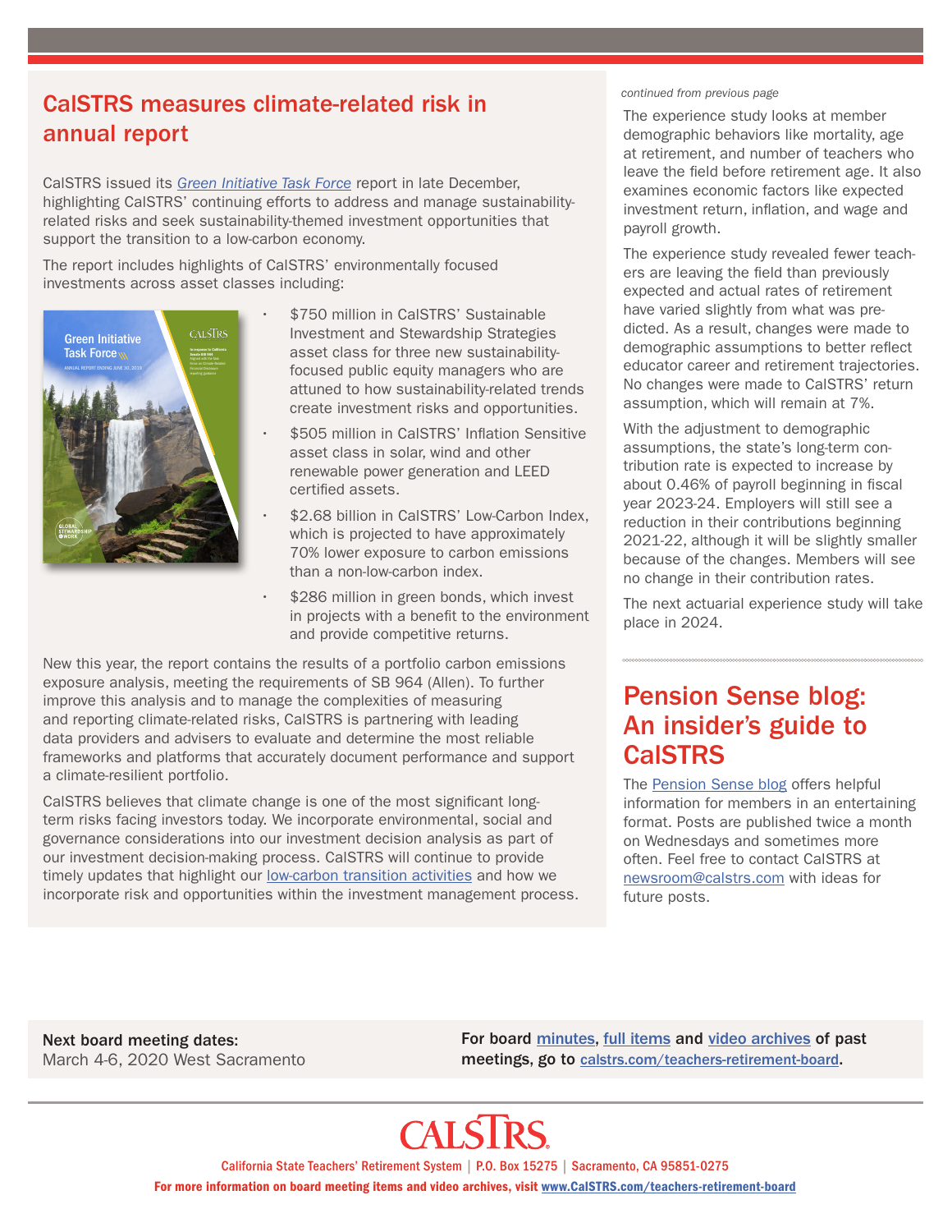## CalSTRS measures climate-related risk in annual report

CalSTRS issued its *Green Initiative Task Force* report in late December, highlighting CalSTRS' continuing efforts to address and manage sustainability-related risks and seek sustainability-themed investment opportunities that support the transition to a low-carbon economy.

The report includes highlights of CalSTRS' environmentally focused investments across asset classes including:

- $750 million in CalSTRS' Sustainable Investment and Stewardship Strategies asset class for three new sustainability-focused public equity managers who are attuned to how sustainability-related trends create investment risks and opportunities.
- $505 million in CalSTRS' Inflation Sensitive asset class in solar, wind and other renewable power generation and LEED certified assets.
- $2.68 billion in CalSTRS' Low-Carbon Index, which is projected to have approximately 70% lower exposure to carbon emissions than a non-low-carbon index.
- $286 million in green bonds, which invest in projects with a benefit to the environment and provide competitive returns.

New this year, the report contains the results of a portfolio carbon emissions exposure analysis, meeting the requirements of SB 964 (Allen). To further improve this analysis and to manage the complexities of measuring and reporting climate-related risks, CalSTRS is partnering with leading data providers and advisers to evaluate and determine the most reliable frameworks and platforms that accurately document performance and support a climate-resilient portfolio.

CalSTRS believes that climate change is one of the most significant long-term risks facing investors today. We incorporate environmental, social and governance considerations into our investment decision analysis as part of our investment decision-making process. CalSTRS will continue to provide timely updates that highlight our low-carbon transition activities and how we incorporate risk and opportunities within the investment management process.

*continued from previous page*

The experience study looks at member demographic behaviors like mortality, age at retirement, and number of teachers who leave the field before retirement age. It also examines economic factors like expected investment return, inflation, and wage and payroll growth.

The experience study revealed fewer teachers are leaving the field than previously expected and actual rates of retirement have varied slightly from what was predicted. As a result, changes were made to demographic assumptions to better reflect educator career and retirement trajectories. No changes were made to CalSTRS' return assumption, which will remain at 7%.

With the adjustment to demographic assumptions, the state's long-term contribution rate is expected to increase by about 0.46% of payroll beginning in fiscal year 2023-24. Employers will still see a reduction in their contributions beginning 2021-22, although it will be slightly smaller because of the changes. Members will see no change in their contribution rates.

The next actuarial experience study will take place in 2024.

## Pension Sense blog: An insider's guide to CalSTRS

The Pension Sense blog offers helpful information for members in an entertaining format. Posts are published twice a month on Wednesdays and sometimes more often. Feel free to contact CalSTRS at newsroom@calstrs.com with ideas for future posts.

**Next board meeting dates:**
March 4-6, 2020 West Sacramento

**For board minutes, full items and video archives of past meetings, go to calstrs.com/teachers-retirement-board.**

CALSTRS

California State Teachers' Retirement System | P.O. Box 15275 | Sacramento, CA 95851-0275

**For more information on board meeting items and video archives, visit www.CalSTRS.com/teachers-retirement-board**